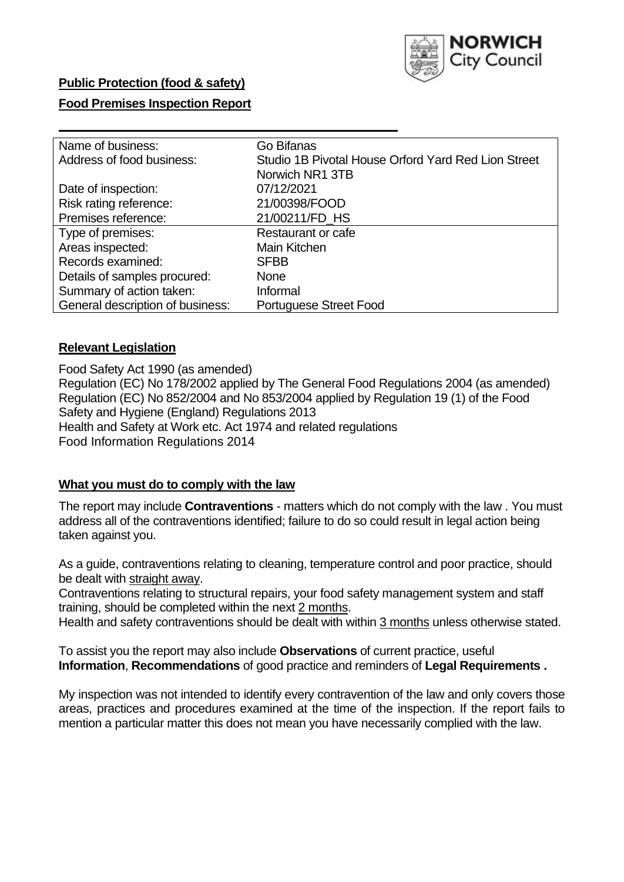NORWICH City Council

**Public Protection (food & safety)**

**Food Premises Inspection Report**

| | |
|---|---|
| Name of business: | Go Bifanas |
| Address of food business: | Studio 1B Pivotal House Orford Yard Red Lion Street Norwich NR1 3TB |
| Date of inspection: | 07/12/2021 |
| Risk rating reference: | 21/00398/FOOD |
| Premises reference: | 21/00211/FD_HS |
| Type of premises: | Restaurant or cafe |
| Areas inspected: | Main Kitchen |
| Records examined: | SFBB |
| Details of samples procured: | None |
| Summary of action taken: | Informal |
| General description of business: | Portuguese Street Food |

## **Relevant Legislation**

Food Safety Act 1990 (as amended)
Regulation (EC) No 178/2002 applied by The General Food Regulations 2004 (as amended)
Regulation (EC) No 852/2004 and No 853/2004 applied by Regulation 19 (1) of the Food Safety and Hygiene (England) Regulations 2013
Health and Safety at Work etc. Act 1974 and related regulations
Food Information Regulations 2014

## **What you must do to comply with the law**

The report may include **Contraventions** - matters which do not comply with the law . You must address all of the contraventions identified; failure to do so could result in legal action being taken against you.

As a guide, contraventions relating to cleaning, temperature control and poor practice, should be dealt with straight away.
Contraventions relating to structural repairs, your food safety management system and staff training, should be completed within the next 2 months.
Health and safety contraventions should be dealt with within 3 months unless otherwise stated.

To assist you the report may also include **Observations** of current practice, useful **Information**, **Recommendations** of good practice and reminders of **Legal Requirements .**

My inspection was not intended to identify every contravention of the law and only covers those areas, practices and procedures examined at the time of the inspection. If the report fails to mention a particular matter this does not mean you have necessarily complied with the law.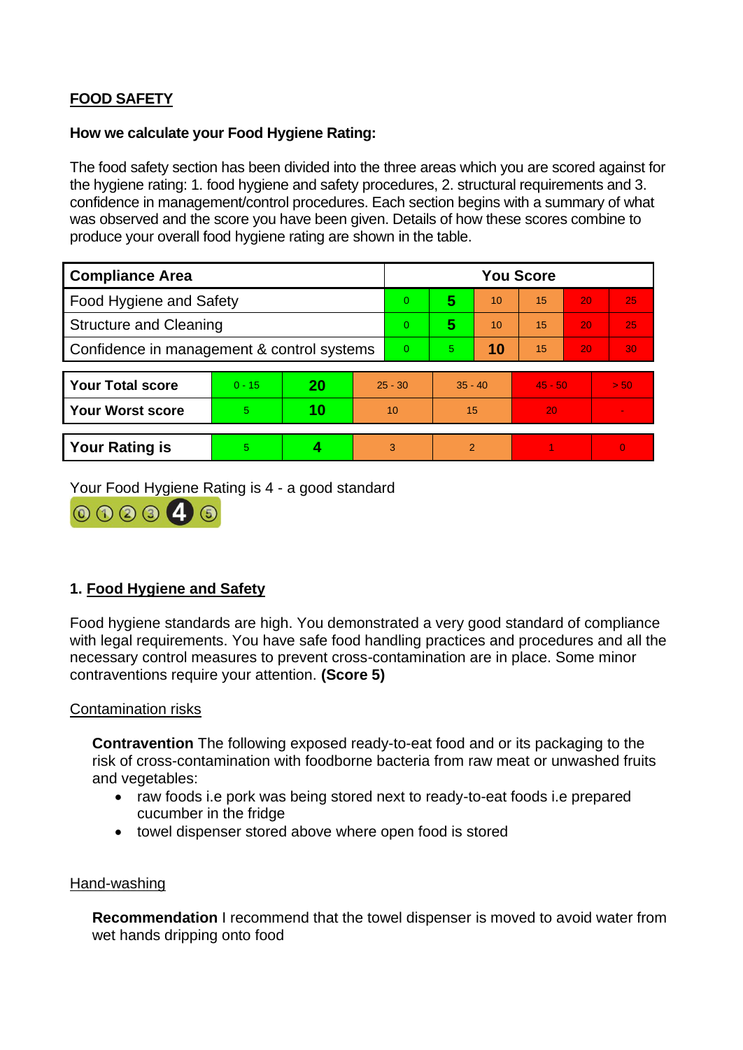**FOOD SAFETY**

**How we calculate your Food Hygiene Rating:**

The food safety section has been divided into the three areas which you are scored against for the hygiene rating: 1. food hygiene and safety procedures, 2. structural requirements and 3. confidence in management/control procedures. Each section begins with a summary of what was observed and the score you have been given. Details of how these scores combine to produce your overall food hygiene rating are shown in the table.

| Compliance Area | You Score | | | | | |
|---|---|---|---|---|---|---|
| Food Hygiene and Safety | 0 | **5** | 10 | 15 | 20 | 25 |
| Structure and Cleaning | 0 | **5** | 10 | 15 | 20 | 25 |
| Confidence in management & control systems | 0 | 5 | **10** | 15 | 20 | 30 |

| | | | | | | |
|---|---|---|---|---|---|---|
| **Your Total score** | 0 - 15 | **20** | 25 - 30 | 35 - 40 | 45 - 50 | > 50 |
| **Your Worst score** | 5 | **10** | 10 | 15 | 20 | - |

| | | | | | | |
|---|---|---|---|---|---|---|
| **Your Rating is** | 5 | **4** | 3 | 2 | 1 | 0 |

Your Food Hygiene Rating is 4 - a good standard

## 1. Food Hygiene and Safety

Food hygiene standards are high. You demonstrated a very good standard of compliance with legal requirements. You have safe food handling practices and procedures and all the necessary control measures to prevent cross-contamination are in place. Some minor contraventions require your attention. **(Score 5)**

Contamination risks

**Contravention** The following exposed ready-to-eat food and or its packaging to the risk of cross-contamination with foodborne bacteria from raw meat or unwashed fruits and vegetables:

- raw foods i.e pork was being stored next to ready-to-eat foods i.e prepared cucumber in the fridge
- towel dispenser stored above where open food is stored

Hand-washing

**Recommendation** I recommend that the towel dispenser is moved to avoid water from wet hands dripping onto food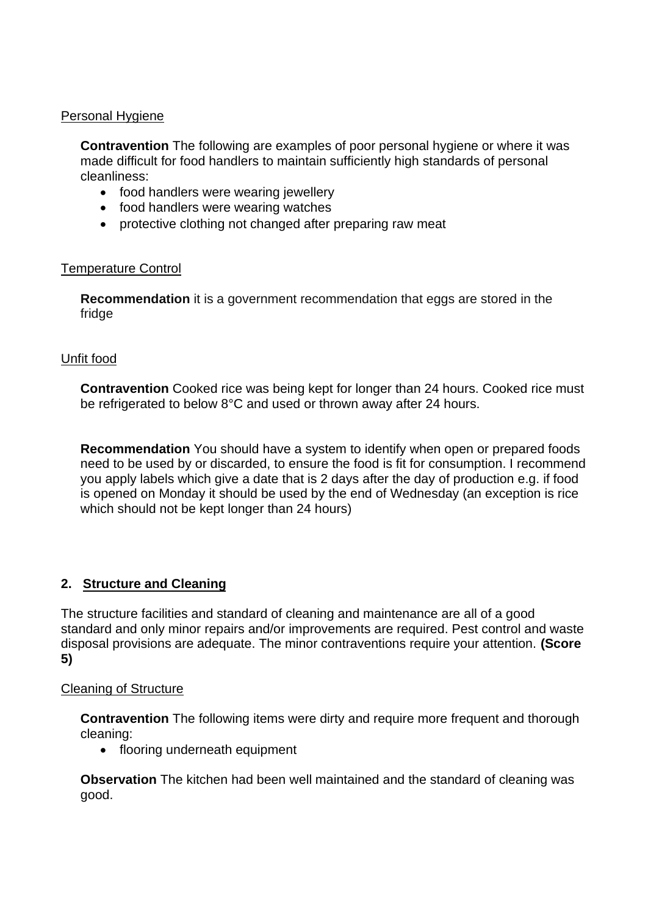Personal Hygiene

**Contravention** The following are examples of poor personal hygiene or where it was made difficult for food handlers to maintain sufficiently high standards of personal cleanliness:

- food handlers were wearing jewellery
- food handlers were wearing watches
- protective clothing not changed after preparing raw meat

Temperature Control

**Recommendation** it is a government recommendation that eggs are stored in the fridge

Unfit food

**Contravention** Cooked rice was being kept for longer than 24 hours. Cooked rice must be refrigerated to below 8°C and used or thrown away after 24 hours.

**Recommendation** You should have a system to identify when open or prepared foods need to be used by or discarded, to ensure the food is fit for consumption. I recommend you apply labels which give a date that is 2 days after the day of production e.g. if food is opened on Monday it should be used by the end of Wednesday (an exception is rice which should not be kept longer than 24 hours)

## 2. Structure and Cleaning

The structure facilities and standard of cleaning and maintenance are all of a good standard and only minor repairs and/or improvements are required. Pest control and waste disposal provisions are adequate. The minor contraventions require your attention. **(Score 5)**

Cleaning of Structure

**Contravention** The following items were dirty and require more frequent and thorough cleaning:

- flooring underneath equipment

**Observation** The kitchen had been well maintained and the standard of cleaning was good.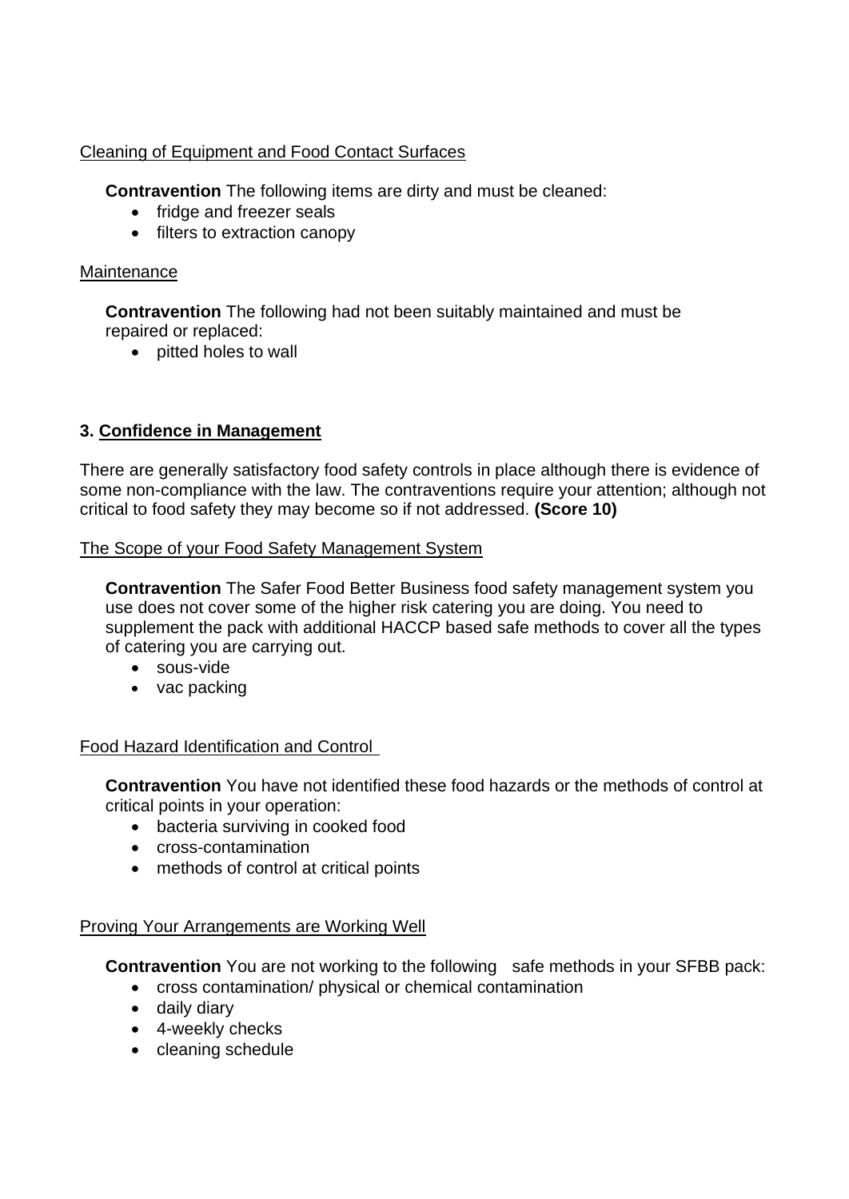Cleaning of Equipment and Food Contact Surfaces

**Contravention** The following items are dirty and must be cleaned:

- fridge and freezer seals
- filters to extraction canopy

Maintenance

**Contravention** The following had not been suitably maintained and must be repaired or replaced:

- pitted holes to wall

## 3. Confidence in Management

There are generally satisfactory food safety controls in place although there is evidence of some non-compliance with the law. The contraventions require your attention; although not critical to food safety they may become so if not addressed. **(Score 10)**

The Scope of your Food Safety Management System

**Contravention** The Safer Food Better Business food safety management system you use does not cover some of the higher risk catering you are doing. You need to supplement the pack with additional HACCP based safe methods to cover all the types of catering you are carrying out.

- sous-vide
- vac packing

Food Hazard Identification and Control

**Contravention** You have not identified these food hazards or the methods of control at critical points in your operation:

- bacteria surviving in cooked food
- cross-contamination
- methods of control at critical points

Proving Your Arrangements are Working Well

**Contravention** You are not working to the following safe methods in your SFBB pack:

- cross contamination/ physical or chemical contamination
- daily diary
- 4-weekly checks
- cleaning schedule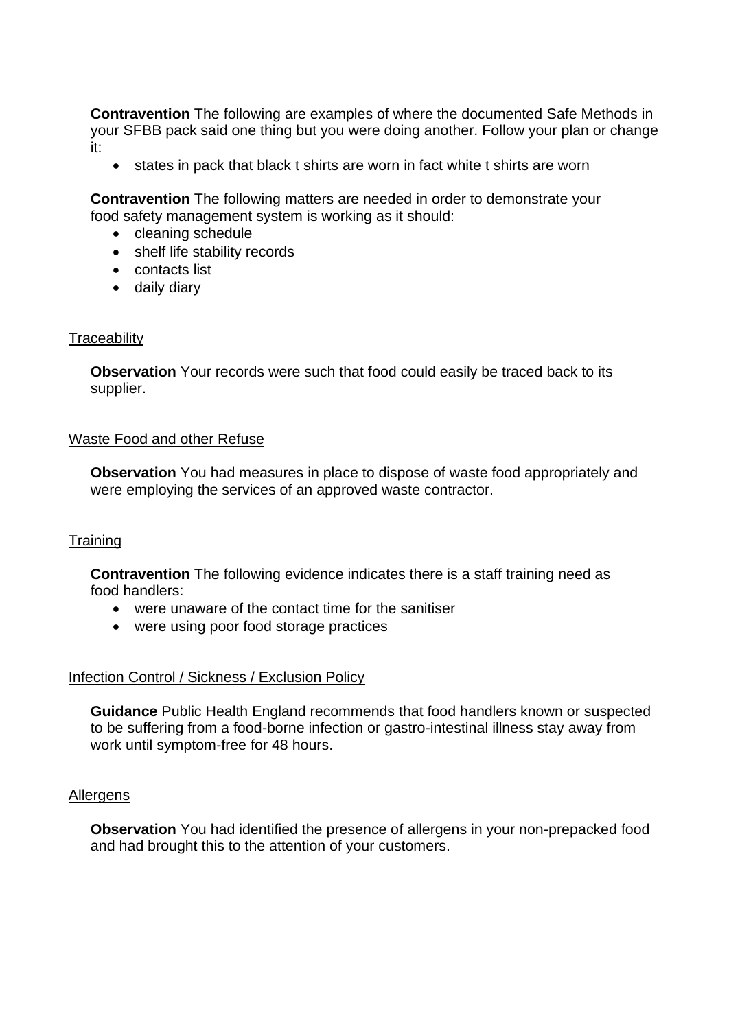**Contravention** The following are examples of where the documented Safe Methods in your SFBB pack said one thing but you were doing another. Follow your plan or change it:

- states in pack that black t shirts are worn in fact white t shirts are worn

**Contravention** The following matters are needed in order to demonstrate your food safety management system is working as it should:

- cleaning schedule
- shelf life stability records
- contacts list
- daily diary

Traceability

**Observation** Your records were such that food could easily be traced back to its supplier.

Waste Food and other Refuse

**Observation** You had measures in place to dispose of waste food appropriately and were employing the services of an approved waste contractor.

Training

**Contravention** The following evidence indicates there is a staff training need as food handlers:

- were unaware of the contact time for the sanitiser
- were using poor food storage practices

Infection Control / Sickness / Exclusion Policy

**Guidance** Public Health England recommends that food handlers known or suspected to be suffering from a food-borne infection or gastro-intestinal illness stay away from work until symptom-free for 48 hours.

Allergens

**Observation** You had identified the presence of allergens in your non-prepacked food and had brought this to the attention of your customers.